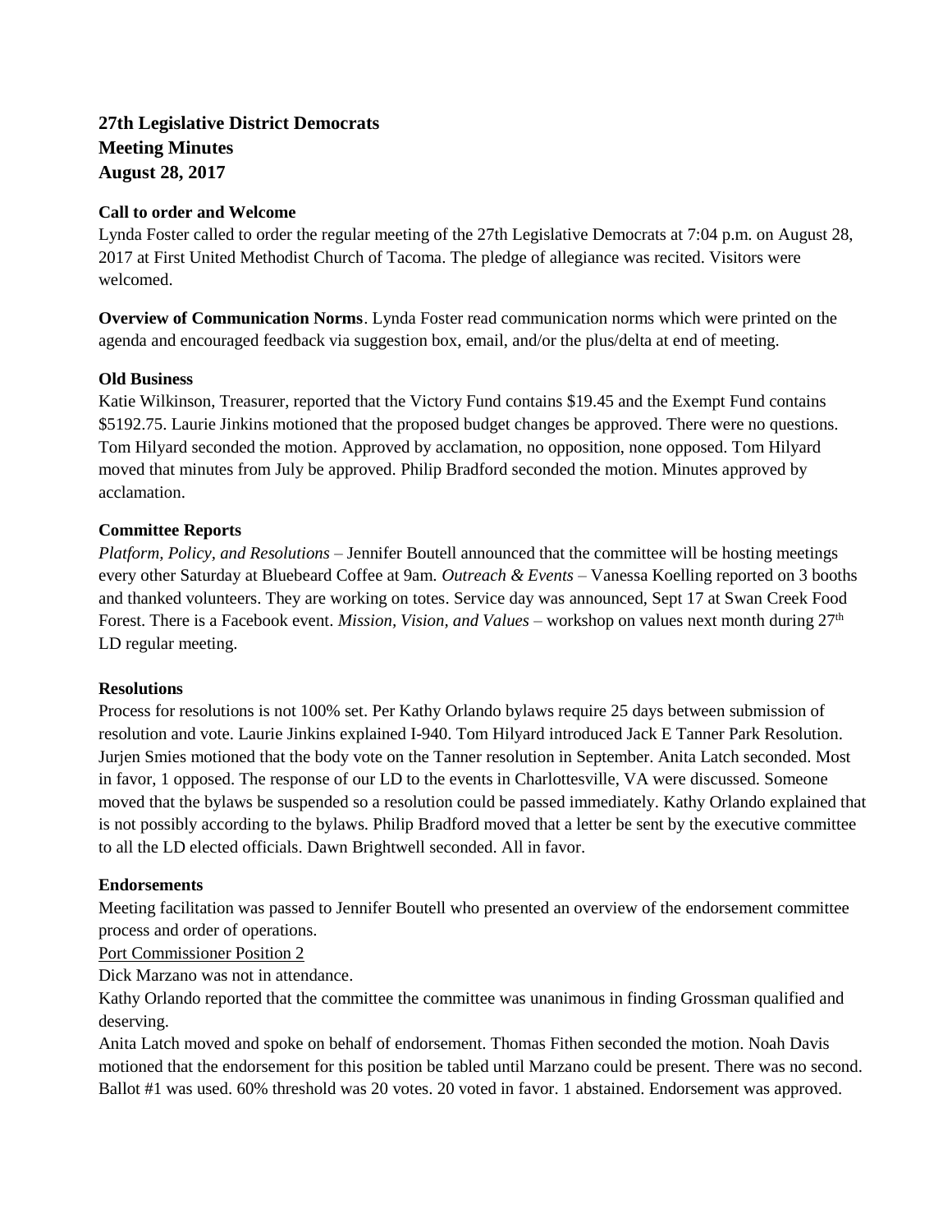**27th Legislative District Democrats**
**Meeting Minutes**
**August 28, 2017**

**Call to order and Welcome**

Lynda Foster called to order the regular meeting of the 27th Legislative Democrats at 7:04 p.m. on August 28, 2017 at First United Methodist Church of Tacoma. The pledge of allegiance was recited. Visitors were welcomed.

**Overview of Communication Norms**. Lynda Foster read communication norms which were printed on the agenda and encouraged feedback via suggestion box, email, and/or the plus/delta at end of meeting.

**Old Business**

Katie Wilkinson, Treasurer, reported that the Victory Fund contains $19.45 and the Exempt Fund contains $5192.75. Laurie Jinkins motioned that the proposed budget changes be approved. There were no questions. Tom Hilyard seconded the motion. Approved by acclamation, no opposition, none opposed. Tom Hilyard moved that minutes from July be approved. Philip Bradford seconded the motion. Minutes approved by acclamation.

**Committee Reports**

*Platform, Policy, and Resolutions* – Jennifer Boutell announced that the committee will be hosting meetings every other Saturday at Bluebeard Coffee at 9am. *Outreach & Events* – Vanessa Koelling reported on 3 booths and thanked volunteers. They are working on totes. Service day was announced, Sept 17 at Swan Creek Food Forest. There is a Facebook event. *Mission, Vision, and Values* – workshop on values next month during 27th LD regular meeting.

**Resolutions**

Process for resolutions is not 100% set. Per Kathy Orlando bylaws require 25 days between submission of resolution and vote. Laurie Jinkins explained I-940. Tom Hilyard introduced Jack E Tanner Park Resolution. Jurjen Smies motioned that the body vote on the Tanner resolution in September. Anita Latch seconded. Most in favor, 1 opposed. The response of our LD to the events in Charlottesville, VA were discussed. Someone moved that the bylaws be suspended so a resolution could be passed immediately. Kathy Orlando explained that is not possibly according to the bylaws. Philip Bradford moved that a letter be sent by the executive committee to all the LD elected officials. Dawn Brightwell seconded. All in favor.

**Endorsements**

Meeting facilitation was passed to Jennifer Boutell who presented an overview of the endorsement committee process and order of operations.

<u>Port Commissioner Position 2</u>

Dick Marzano was not in attendance.

Kathy Orlando reported that the committee the committee was unanimous in finding Grossman qualified and deserving.

Anita Latch moved and spoke on behalf of endorsement. Thomas Fithen seconded the motion. Noah Davis motioned that the endorsement for this position be tabled until Marzano could be present. There was no second. Ballot #1 was used. 60% threshold was 20 votes. 20 voted in favor. 1 abstained. Endorsement was approved.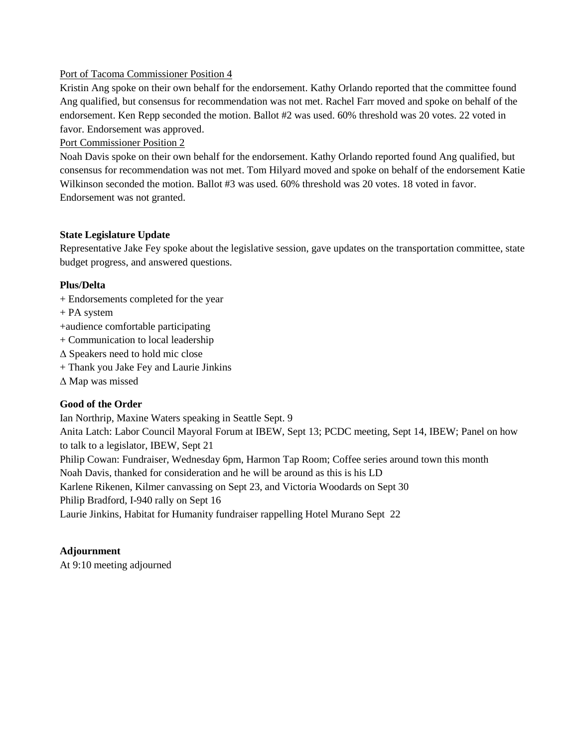Port of Tacoma Commissioner Position 4

Kristin Ang spoke on their own behalf for the endorsement. Kathy Orlando reported that the committee found Ang qualified, but consensus for recommendation was not met. Rachel Farr moved and spoke on behalf of the endorsement. Ken Repp seconded the motion. Ballot #2 was used. 60% threshold was 20 votes. 22 voted in favor. Endorsement was approved.

Port Commissioner Position 2

Noah Davis spoke on their own behalf for the endorsement. Kathy Orlando reported found Ang qualified, but consensus for recommendation was not met. Tom Hilyard moved and spoke on behalf of the endorsement Katie Wilkinson seconded the motion. Ballot #3 was used. 60% threshold was 20 votes. 18 voted in favor. Endorsement was not granted.

**State Legislature Update**

Representative Jake Fey spoke about the legislative session, gave updates on the transportation committee, state budget progress, and answered questions.

**Plus/Delta**

+ Endorsements completed for the year
+ PA system
+audience comfortable participating
+ Communication to local leadership
∆ Speakers need to hold mic close
+ Thank you Jake Fey and Laurie Jinkins
∆ Map was missed

**Good of the Order**

Ian Northrip, Maxine Waters speaking in Seattle Sept. 9
Anita Latch: Labor Council Mayoral Forum at IBEW, Sept 13; PCDC meeting, Sept 14, IBEW; Panel on how to talk to a legislator, IBEW, Sept 21
Philip Cowan: Fundraiser, Wednesday 6pm, Harmon Tap Room; Coffee series around town this month
Noah Davis, thanked for consideration and he will be around as this is his LD
Karlene Rikenen, Kilmer canvassing on Sept 23, and Victoria Woodards on Sept 30
Philip Bradford, I-940 rally on Sept 16
Laurie Jinkins, Habitat for Humanity fundraiser rappelling Hotel Murano Sept 22

**Adjournment**

At 9:10 meeting adjourned